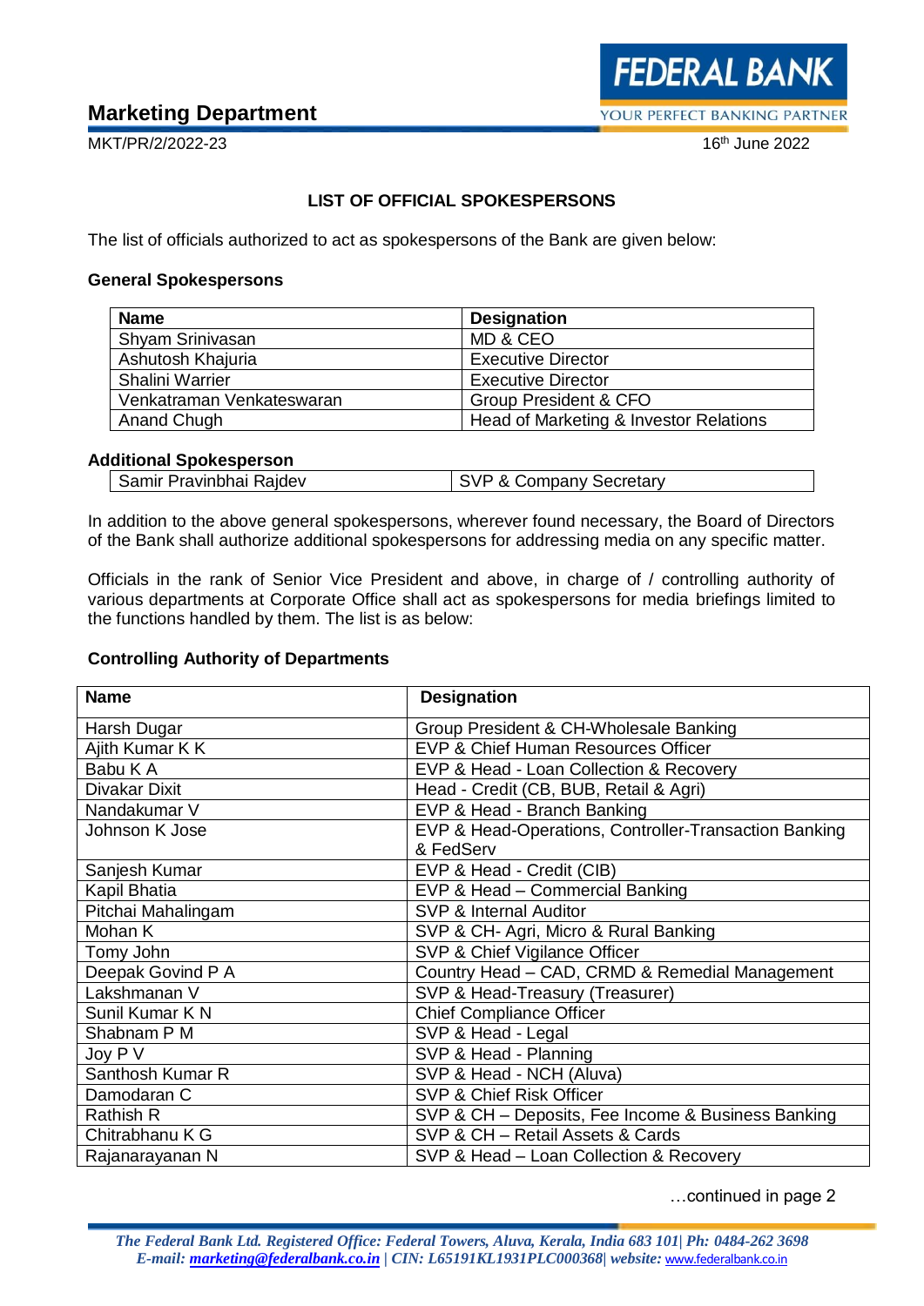## Marketing Department

MKT/PR/2/2022-23

16th June 2022

### LIST OF OFFICIAL SPOKESPERSONS

The list of officials authorized to act as spokespersons of the Bank are given below:

**General Spokespersons**

| Name | Designation |
|---|---|
| Shyam Srinivasan | MD & CEO |
| Ashutosh Khajuria | Executive Director |
| Shalini Warrier | Executive Director |
| Venkatraman Venkateswaran | Group President & CFO |
| Anand Chugh | Head of Marketing & Investor Relations |

**Additional Spokesperson**

| | |
|---|---|
| Samir Pravinbhai Rajdev | SVP & Company Secretary |

In addition to the above general spokespersons, wherever found necessary, the Board of Directors of the Bank shall authorize additional spokespersons for addressing media on any specific matter.

Officials in the rank of Senior Vice President and above, in charge of / controlling authority of various departments at Corporate Office shall act as spokespersons for media briefings limited to the functions handled by them. The list is as below:

**Controlling Authority of Departments**

| Name | Designation |
|---|---|
| Harsh Dugar | Group President & CH-Wholesale Banking |
| Ajith Kumar K K | EVP & Chief Human Resources Officer |
| Babu K A | EVP & Head - Loan Collection & Recovery |
| Divakar Dixit | Head - Credit (CB, BUB, Retail & Agri) |
| Nandakumar V | EVP & Head - Branch Banking |
| Johnson K Jose | EVP & Head-Operations, Controller-Transaction Banking & FedServ |
| Sanjesh Kumar | EVP & Head - Credit (CIB) |
| Kapil Bhatia | EVP & Head – Commercial Banking |
| Pitchai Mahalingam | SVP & Internal Auditor |
| Mohan K | SVP & CH- Agri, Micro & Rural Banking |
| Tomy John | SVP & Chief Vigilance Officer |
| Deepak Govind P A | Country Head – CAD, CRMD & Remedial Management |
| Lakshmanan V | SVP & Head-Treasury (Treasurer) |
| Sunil Kumar K N | Chief Compliance Officer |
| Shabnam P M | SVP & Head - Legal |
| Joy P V | SVP & Head - Planning |
| Santhosh Kumar R | SVP & Head - NCH (Aluva) |
| Damodaran C | SVP & Chief Risk Officer |
| Rathish R | SVP & CH – Deposits, Fee Income & Business Banking |
| Chitrabhanu K G | SVP & CH – Retail Assets & Cards |
| Rajanarayanan N | SVP & Head – Loan Collection & Recovery |

…continued in page 2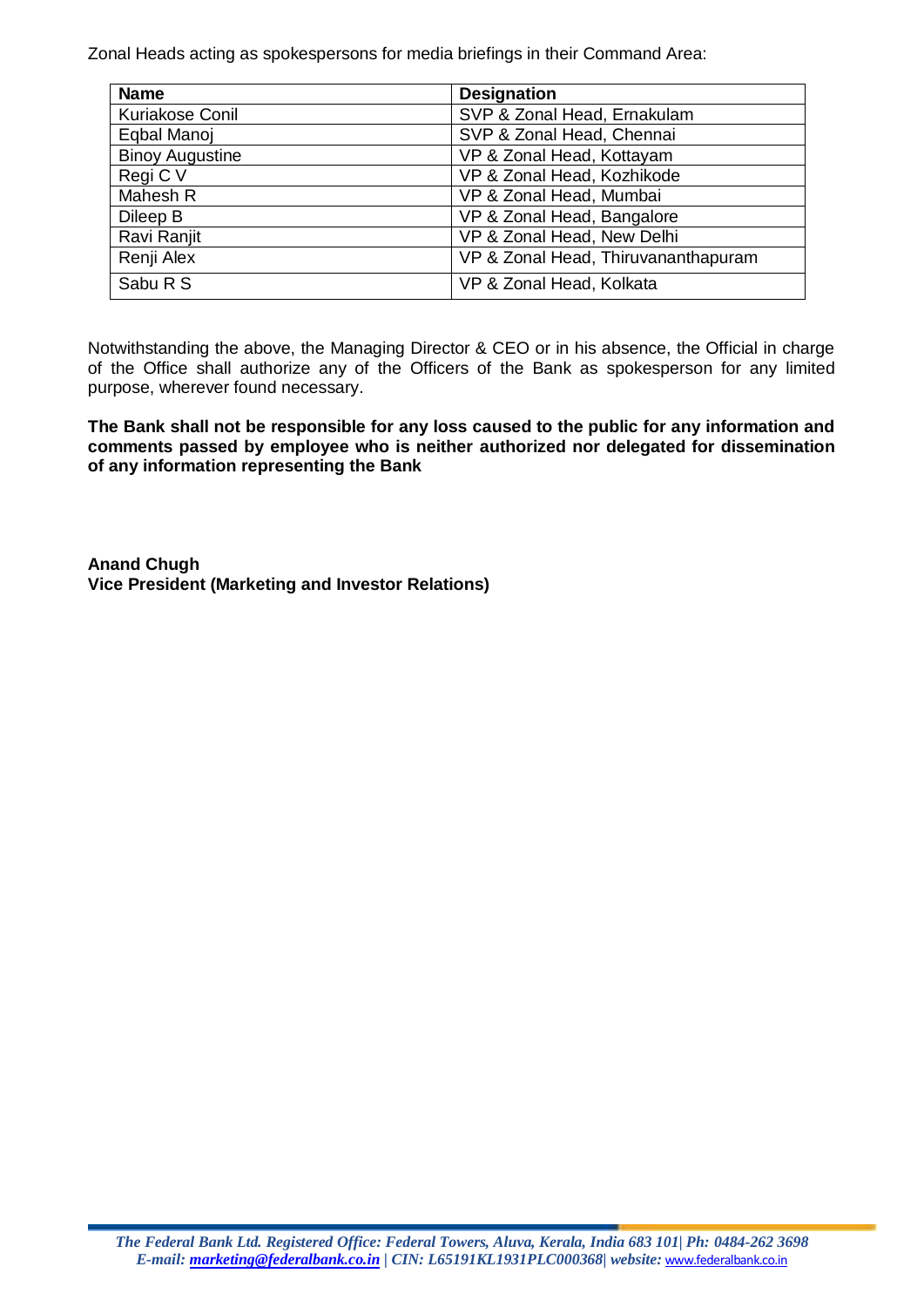Zonal Heads acting as spokespersons for media briefings in their Command Area:

| Name | Designation |
|---|---|
| Kuriakose Conil | SVP & Zonal Head, Ernakulam |
| Eqbal Manoj | SVP & Zonal Head, Chennai |
| Binoy Augustine | VP & Zonal Head, Kottayam |
| Regi C V | VP & Zonal Head, Kozhikode |
| Mahesh R | VP & Zonal Head, Mumbai |
| Dileep B | VP & Zonal Head, Bangalore |
| Ravi Ranjit | VP & Zonal Head, New Delhi |
| Renji Alex | VP & Zonal Head, Thiruvananthapuram |
| Sabu R S | VP & Zonal Head, Kolkata |

Notwithstanding the above, the Managing Director & CEO or in his absence, the Official in charge of the Office shall authorize any of the Officers of the Bank as spokesperson for any limited purpose, wherever found necessary.

**The Bank shall not be responsible for any loss caused to the public for any information and comments passed by employee who is neither authorized nor delegated for dissemination of any information representing the Bank**

**Anand Chugh**
**Vice President (Marketing and Investor Relations)**